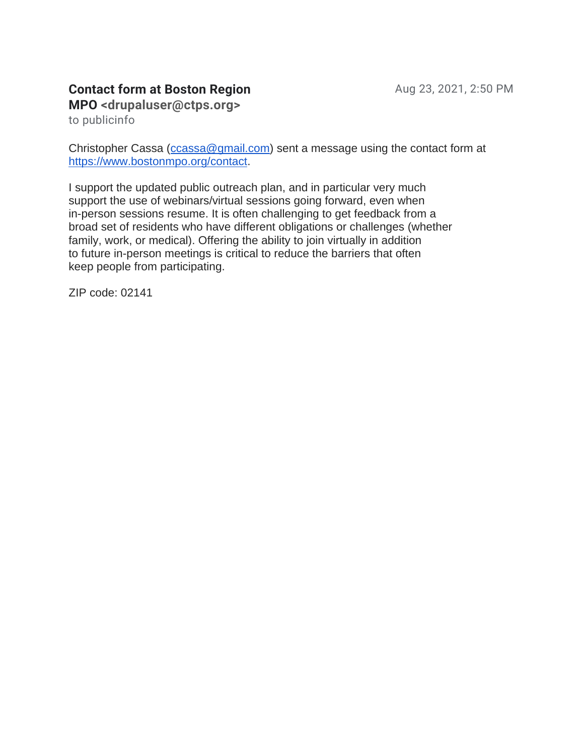**Contact form at Boston Region MPO <drupaluser@ctps.org>**
to publicinfo

Aug 23, 2021, 2:50 PM

Christopher Cassa (ccassa@gmail.com) sent a message using the contact form at https://www.bostonmpo.org/contact.

I support the updated public outreach plan, and in particular very much support the use of webinars/virtual sessions going forward, even when in-person sessions resume. It is often challenging to get feedback from a broad set of residents who have different obligations or challenges (whether family, work, or medical). Offering the ability to join virtually in addition to future in-person meetings is critical to reduce the barriers that often keep people from participating.

ZIP code: 02141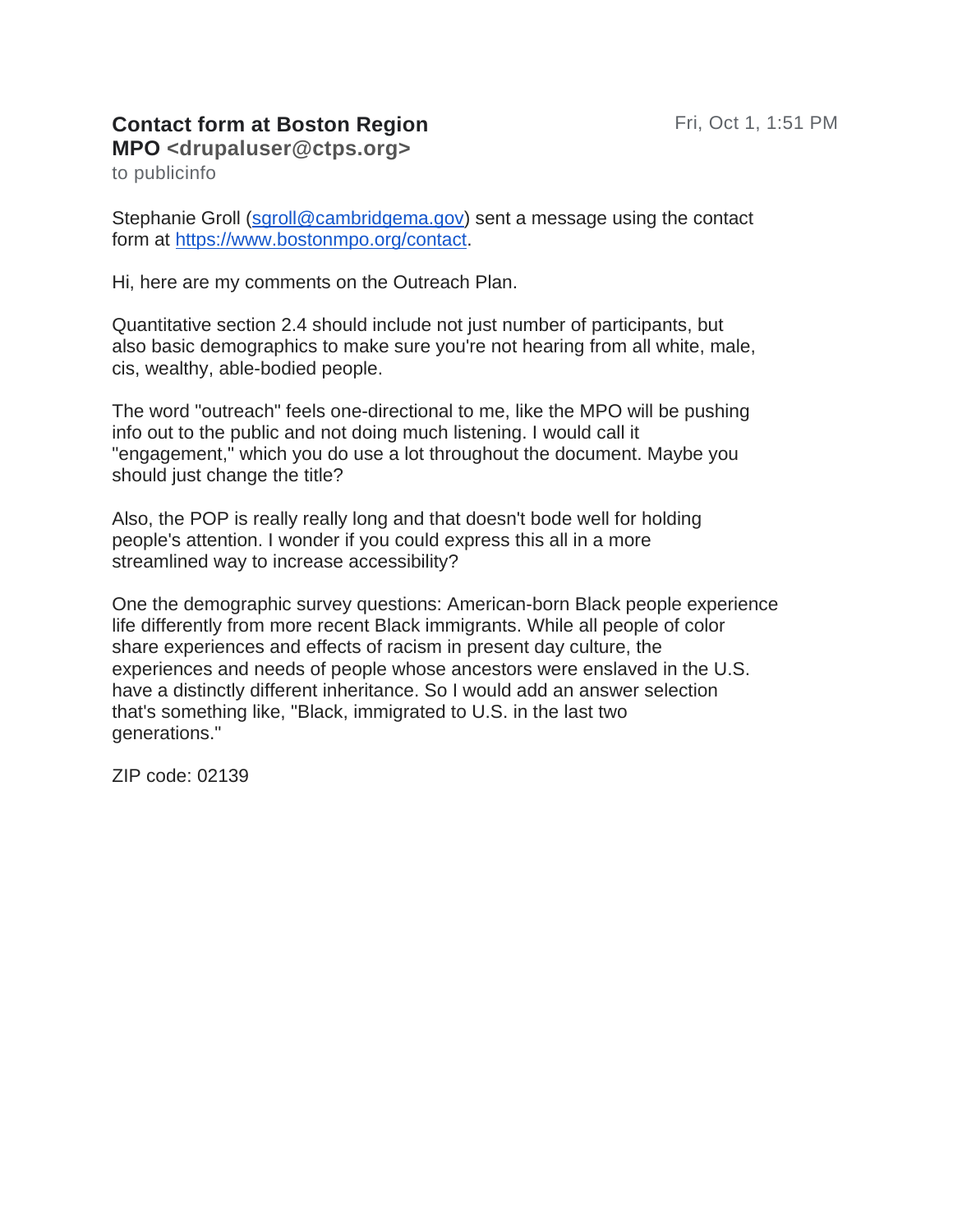**Contact form at Boston Region MPO <drupaluser@ctps.org>**
to publicinfo

Fri, Oct 1, 1:51 PM

Stephanie Groll (sgroll@cambridgema.gov) sent a message using the contact form at https://www.bostonmpo.org/contact.

Hi, here are my comments on the Outreach Plan.

Quantitative section 2.4 should include not just number of participants, but also basic demographics to make sure you're not hearing from all white, male, cis, wealthy, able-bodied people.

The word "outreach" feels one-directional to me, like the MPO will be pushing info out to the public and not doing much listening. I would call it "engagement," which you do use a lot throughout the document. Maybe you should just change the title?

Also, the POP is really really long and that doesn't bode well for holding people's attention. I wonder if you could express this all in a more streamlined way to increase accessibility?

One the demographic survey questions: American-born Black people experience life differently from more recent Black immigrants. While all people of color share experiences and effects of racism in present day culture, the experiences and needs of people whose ancestors were enslaved in the U.S. have a distinctly different inheritance. So I would add an answer selection that's something like, "Black, immigrated to U.S. in the last two generations."

ZIP code: 02139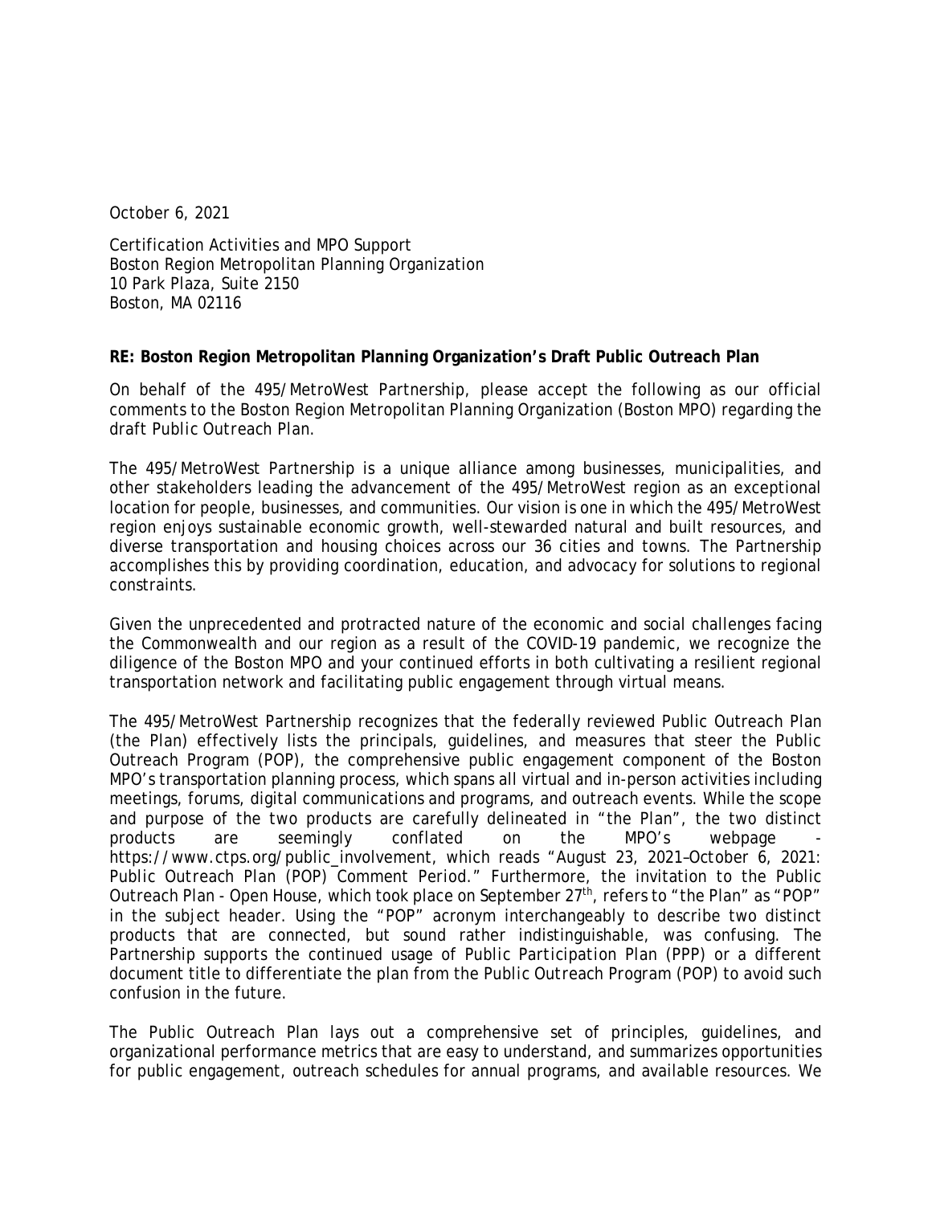October 6, 2021

Certification Activities and MPO Support
Boston Region Metropolitan Planning Organization
10 Park Plaza, Suite 2150
Boston, MA 02116

**RE: Boston Region Metropolitan Planning Organization's Draft Public Outreach Plan**

On behalf of the 495/MetroWest Partnership, please accept the following as our official comments to the Boston Region Metropolitan Planning Organization (Boston MPO) regarding the draft Public Outreach Plan.

The 495/MetroWest Partnership is a unique alliance among businesses, municipalities, and other stakeholders leading the advancement of the 495/MetroWest region as an exceptional location for people, businesses, and communities. Our vision is one in which the 495/MetroWest region enjoys sustainable economic growth, well-stewarded natural and built resources, and diverse transportation and housing choices across our 36 cities and towns. The Partnership accomplishes this by providing coordination, education, and advocacy for solutions to regional constraints.

Given the unprecedented and protracted nature of the economic and social challenges facing the Commonwealth and our region as a result of the COVID-19 pandemic, we recognize the diligence of the Boston MPO and your continued efforts in both cultivating a resilient regional transportation network and facilitating public engagement through virtual means.

The 495/MetroWest Partnership recognizes that the federally reviewed Public Outreach Plan (the Plan) effectively lists the principals, guidelines, and measures that steer the Public Outreach Program (POP), the comprehensive public engagement component of the Boston MPO's transportation planning process, which spans all virtual and in-person activities including meetings, forums, digital communications and programs, and outreach events. While the scope and purpose of the two products are carefully delineated in "the Plan", the two distinct products are seemingly conflated on the MPO's webpage - https://www.ctps.org/public_involvement, which reads "August 23, 2021–October 6, 2021: Public Outreach Plan (POP) Comment Period." Furthermore, the invitation to the Public Outreach Plan - Open House, which took place on September 27th, refers to "the Plan" as "POP" in the subject header. Using the "POP" acronym interchangeably to describe two distinct products that are connected, but sound rather indistinguishable, was confusing. The Partnership supports the continued usage of *Public Participation Plan (PPP)* or a different document title to differentiate the plan from the *Public Outreach Program (POP)* to avoid such confusion in the future.

The Public Outreach Plan lays out a comprehensive set of principles, guidelines, and organizational performance metrics that are easy to understand, and summarizes opportunities for public engagement, outreach schedules for annual programs, and available resources. We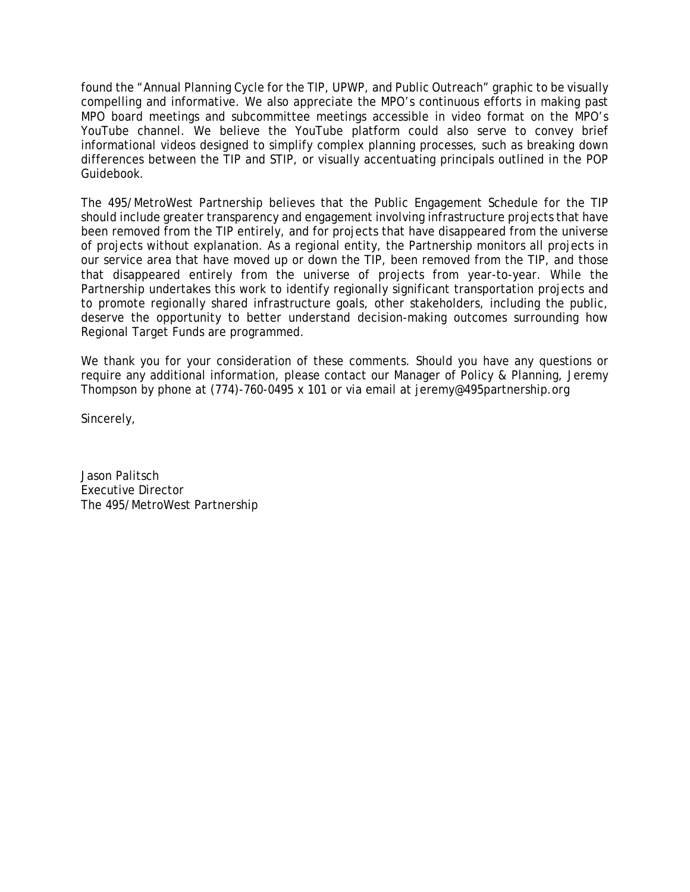found the "Annual Planning Cycle for the TIP, UPWP, and Public Outreach" graphic to be visually compelling and informative. We also appreciate the MPO's continuous efforts in making past MPO board meetings and subcommittee meetings accessible in video format on the MPO's YouTube channel. We believe the YouTube platform could also serve to convey brief informational videos designed to simplify complex planning processes, such as breaking down differences between the TIP and STIP, or visually accentuating principals outlined in the POP Guidebook.

The 495/MetroWest Partnership believes that the Public Engagement Schedule for the TIP should include greater transparency and engagement involving infrastructure projects that have been removed from the TIP entirely, and for projects that have disappeared from the universe of projects without explanation. As a regional entity, the Partnership monitors all projects in our service area that have moved up or down the TIP, been removed from the TIP, and those that disappeared entirely from the universe of projects from year-to-year. While the Partnership undertakes this work to identify regionally significant transportation projects and to promote regionally shared infrastructure goals, other stakeholders, including the public, deserve the opportunity to better understand decision-making outcomes surrounding how Regional Target Funds are programmed.

We thank you for your consideration of these comments. Should you have any questions or require any additional information, please contact our Manager of Policy & Planning, Jeremy Thompson by phone at (774)-760-0495 x 101 or via email at jeremy@495partnership.org

Sincerely,

Jason Palitsch
Executive Director
The 495/MetroWest Partnership